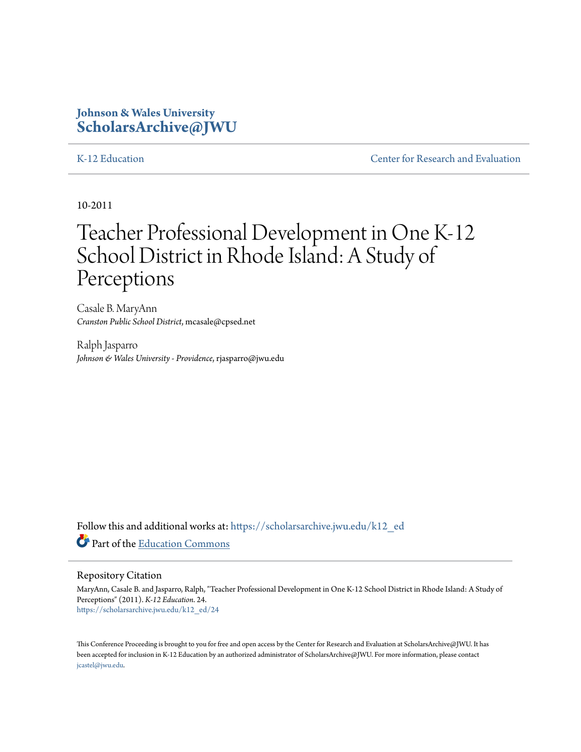**Johnson & Wales University**
**ScholarsArchive@JWU**

K-12 Education | Center for Research and Evaluation

10-2011

# Teacher Professional Development in One K-12 School District in Rhode Island: A Study of Perceptions

Casale B. MaryAnn
*Cranston Public School District*, mcasale@cpsed.net

Ralph Jasparro
*Johnson & Wales University - Providence*, rjasparro@jwu.edu

Follow this and additional works at: https://scholarsarchive.jwu.edu/k12_ed

Part of the Education Commons

## Repository Citation

MaryAnn, Casale B. and Jasparro, Ralph, "Teacher Professional Development in One K-12 School District in Rhode Island: A Study of Perceptions" (2011). *K-12 Education*. 24.
https://scholarsarchive.jwu.edu/k12_ed/24

This Conference Proceeding is brought to you for free and open access by the Center for Research and Evaluation at ScholarsArchive@JWU. It has been accepted for inclusion in K-12 Education by an authorized administrator of ScholarsArchive@JWU. For more information, please contact jcastel@jwu.edu.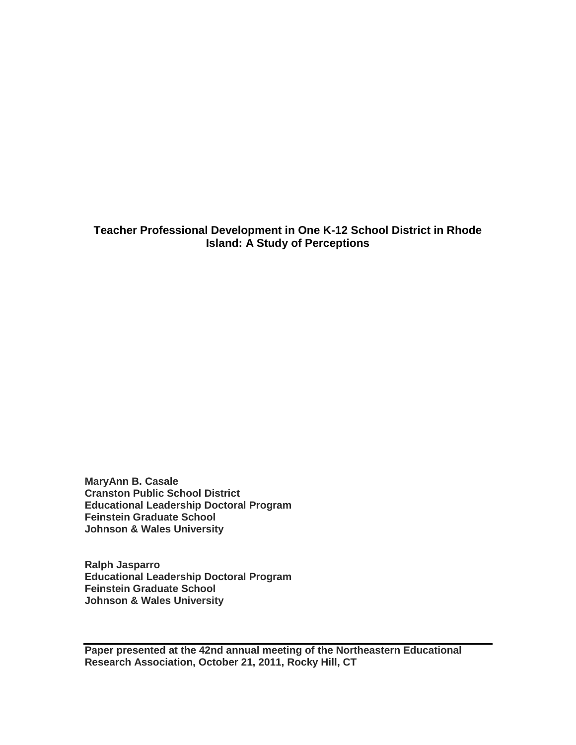# Teacher Professional Development in One K-12 School District in Rhode Island: A Study of Perceptions

**MaryAnn B. Casale**
**Cranston Public School District**
**Educational Leadership Doctoral Program**
**Feinstein Graduate School**
**Johnson & Wales University**

**Ralph Jasparro**
**Educational Leadership Doctoral Program**
**Feinstein Graduate School**
**Johnson & Wales University**

---

**Paper presented at the 42nd annual meeting of the Northeastern Educational Research Association, October 21, 2011, Rocky Hill, CT**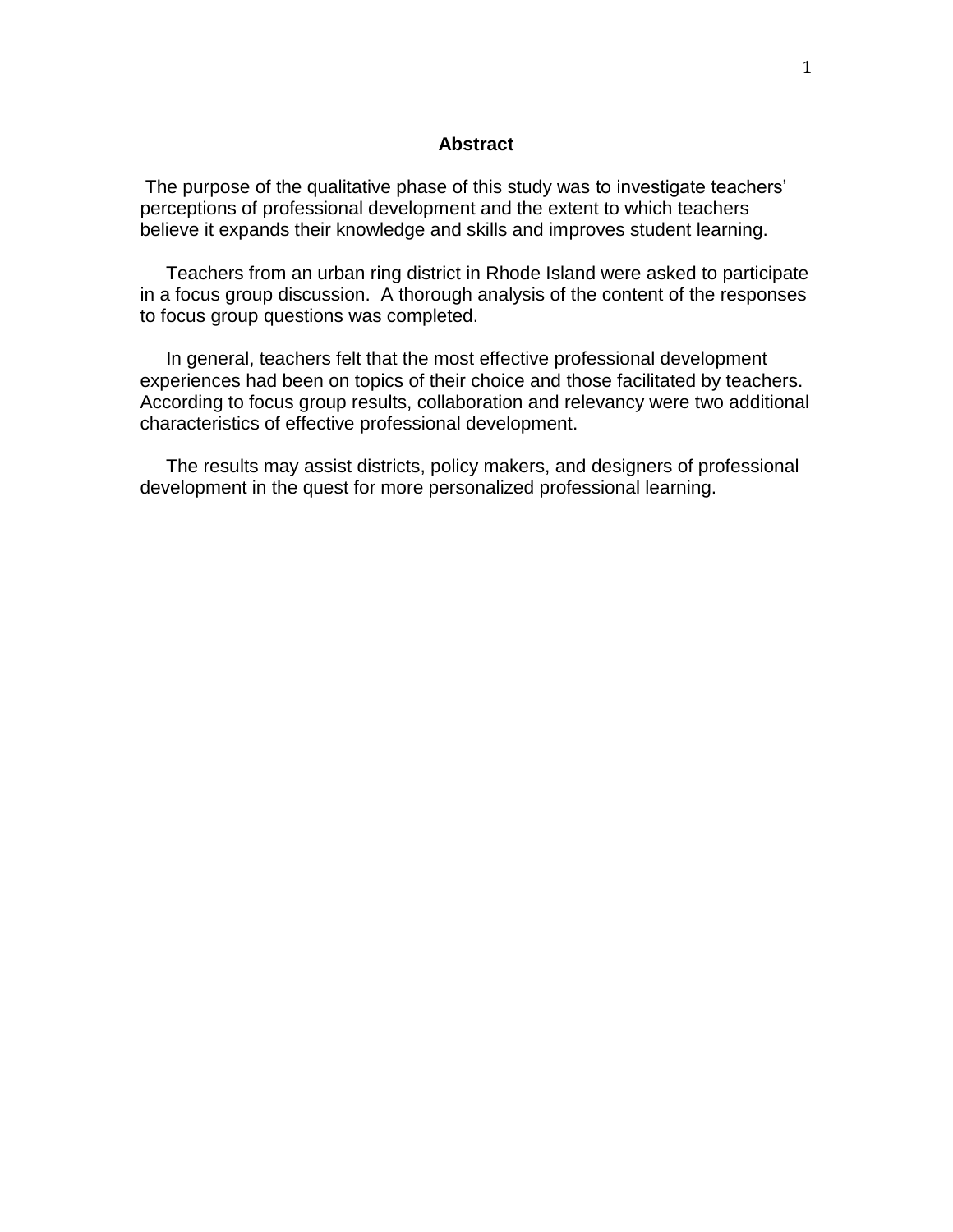## Abstract

The purpose of the qualitative phase of this study was to investigate teachers' perceptions of professional development and the extent to which teachers believe it expands their knowledge and skills and improves student learning.

Teachers from an urban ring district in Rhode Island were asked to participate in a focus group discussion. A thorough analysis of the content of the responses to focus group questions was completed.

In general, teachers felt that the most effective professional development experiences had been on topics of their choice and those facilitated by teachers. According to focus group results, collaboration and relevancy were two additional characteristics of effective professional development.

The results may assist districts, policy makers, and designers of professional development in the quest for more personalized professional learning.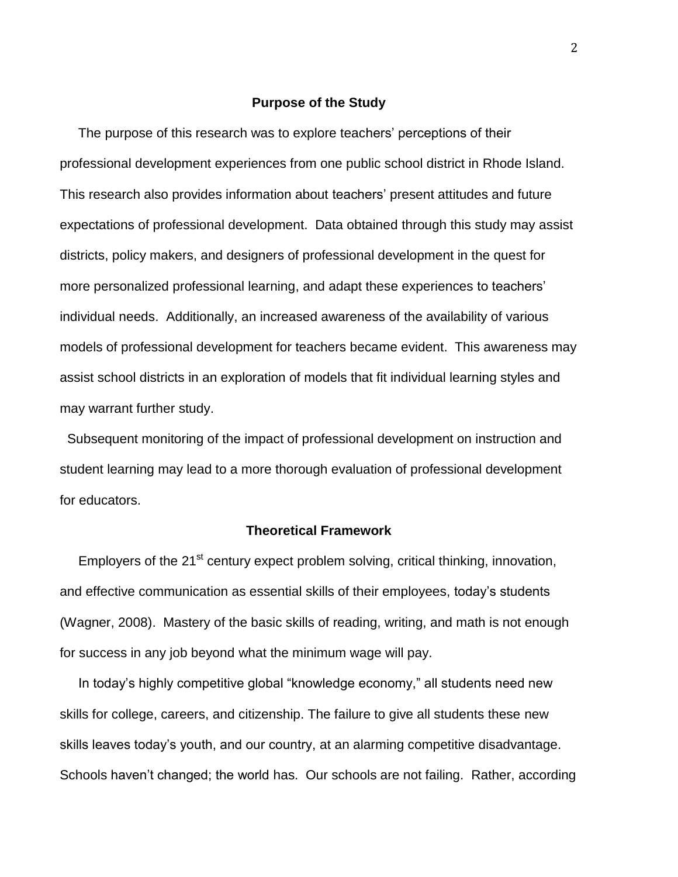## Purpose of the Study

The purpose of this research was to explore teachers' perceptions of their professional development experiences from one public school district in Rhode Island. This research also provides information about teachers' present attitudes and future expectations of professional development. Data obtained through this study may assist districts, policy makers, and designers of professional development in the quest for more personalized professional learning, and adapt these experiences to teachers' individual needs. Additionally, an increased awareness of the availability of various models of professional development for teachers became evident. This awareness may assist school districts in an exploration of models that fit individual learning styles and may warrant further study.

Subsequent monitoring of the impact of professional development on instruction and student learning may lead to a more thorough evaluation of professional development for educators.

## Theoretical Framework

Employers of the 21st century expect problem solving, critical thinking, innovation, and effective communication as essential skills of their employees, today's students (Wagner, 2008). Mastery of the basic skills of reading, writing, and math is not enough for success in any job beyond what the minimum wage will pay.

In today's highly competitive global "knowledge economy," all students need new skills for college, careers, and citizenship. The failure to give all students these new skills leaves today's youth, and our country, at an alarming competitive disadvantage. Schools haven't changed; the world has. Our schools are not failing. Rather, according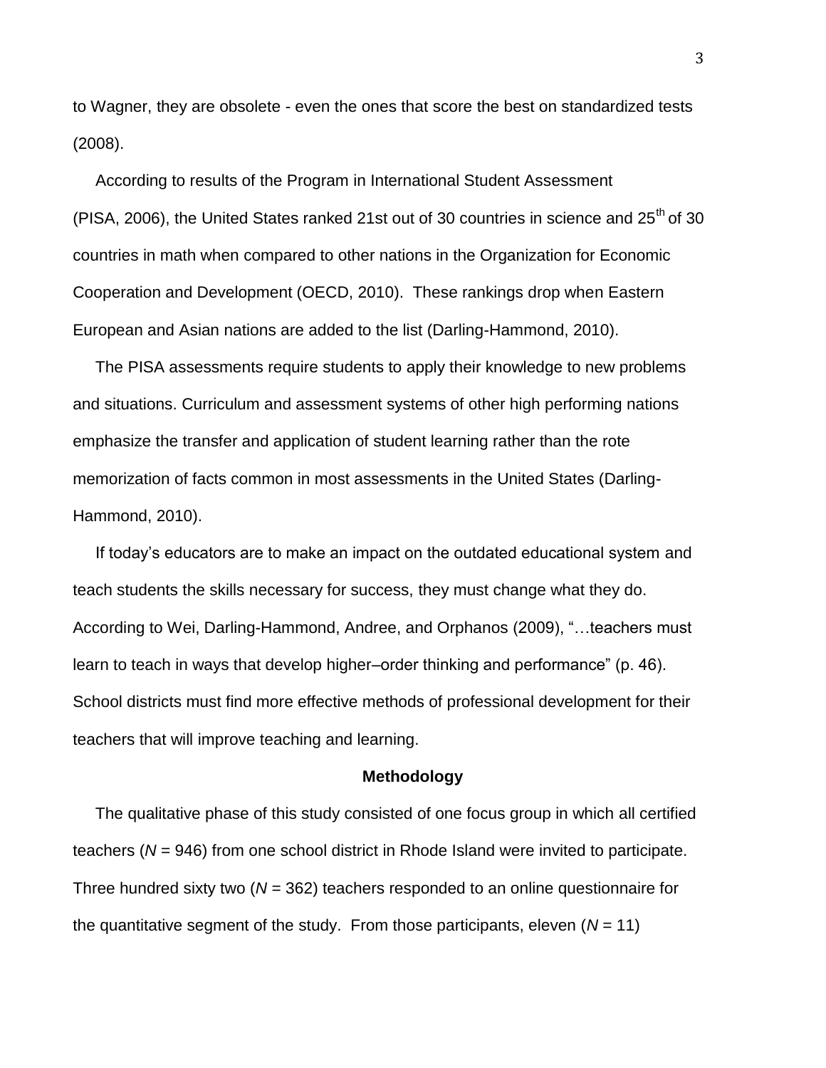to Wagner, they are obsolete - even the ones that score the best on standardized tests (2008).

According to results of the Program in International Student Assessment (PISA, 2006), the United States ranked 21st out of 30 countries in science and 25th of 30 countries in math when compared to other nations in the Organization for Economic Cooperation and Development (OECD, 2010). These rankings drop when Eastern European and Asian nations are added to the list (Darling-Hammond, 2010).

The PISA assessments require students to apply their knowledge to new problems and situations. Curriculum and assessment systems of other high performing nations emphasize the transfer and application of student learning rather than the rote memorization of facts common in most assessments in the United States (Darling-Hammond, 2010).

If today's educators are to make an impact on the outdated educational system and teach students the skills necessary for success, they must change what they do. According to Wei, Darling-Hammond, Andree, and Orphanos (2009), "…teachers must learn to teach in ways that develop higher–order thinking and performance" (p. 46). School districts must find more effective methods of professional development for their teachers that will improve teaching and learning.

## Methodology

The qualitative phase of this study consisted of one focus group in which all certified teachers (*N* = 946) from one school district in Rhode Island were invited to participate. Three hundred sixty two (*N* = 362) teachers responded to an online questionnaire for the quantitative segment of the study. From those participants, eleven (*N* = 11)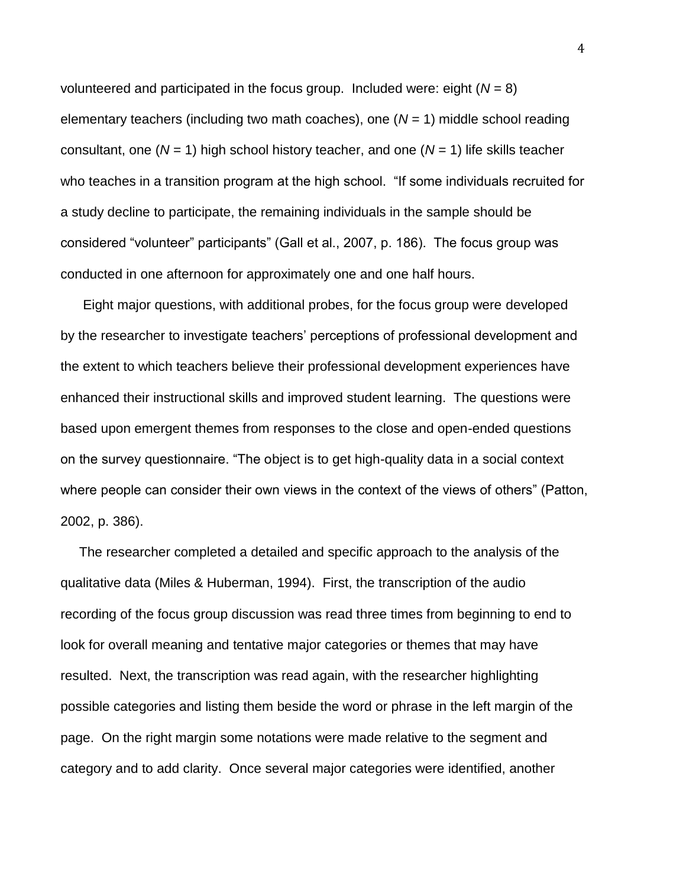volunteered and participated in the focus group. Included were: eight ($N = 8$) elementary teachers (including two math coaches), one ($N = 1$) middle school reading consultant, one ($N = 1$) high school history teacher, and one ($N = 1$) life skills teacher who teaches in a transition program at the high school. "If some individuals recruited for a study decline to participate, the remaining individuals in the sample should be considered "volunteer" participants" (Gall et al., 2007, p. 186). The focus group was conducted in one afternoon for approximately one and one half hours.

Eight major questions, with additional probes, for the focus group were developed by the researcher to investigate teachers' perceptions of professional development and the extent to which teachers believe their professional development experiences have enhanced their instructional skills and improved student learning. The questions were based upon emergent themes from responses to the close and open-ended questions on the survey questionnaire. "The object is to get high-quality data in a social context where people can consider their own views in the context of the views of others" (Patton, 2002, p. 386).

The researcher completed a detailed and specific approach to the analysis of the qualitative data (Miles & Huberman, 1994). First, the transcription of the audio recording of the focus group discussion was read three times from beginning to end to look for overall meaning and tentative major categories or themes that may have resulted. Next, the transcription was read again, with the researcher highlighting possible categories and listing them beside the word or phrase in the left margin of the page. On the right margin some notations were made relative to the segment and category and to add clarity. Once several major categories were identified, another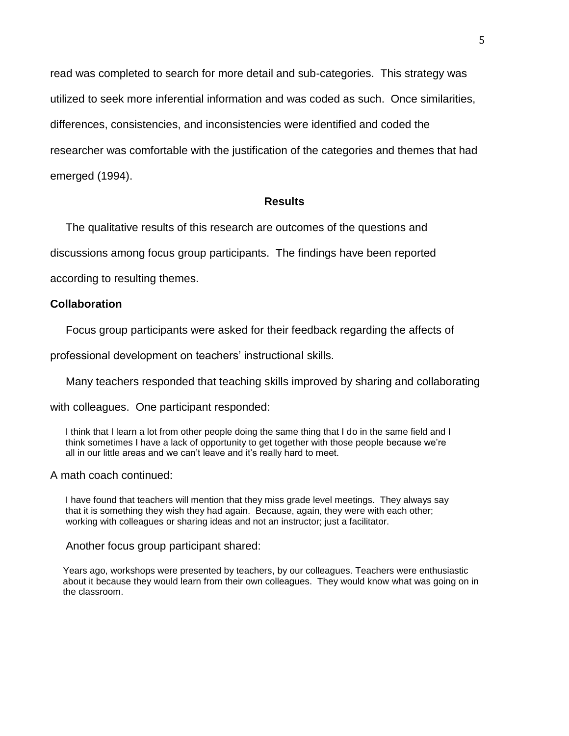read was completed to search for more detail and sub-categories. This strategy was utilized to seek more inferential information and was coded as such. Once similarities, differences, consistencies, and inconsistencies were identified and coded the researcher was comfortable with the justification of the categories and themes that had emerged (1994).

## Results

The qualitative results of this research are outcomes of the questions and discussions among focus group participants. The findings have been reported according to resulting themes.

### Collaboration

Focus group participants were asked for their feedback regarding the affects of professional development on teachers' instructional skills.

Many teachers responded that teaching skills improved by sharing and collaborating with colleagues. One participant responded:

> I think that I learn a lot from other people doing the same thing that I do in the same field and I think sometimes I have a lack of opportunity to get together with those people because we're all in our little areas and we can't leave and it's really hard to meet.

A math coach continued:

> I have found that teachers will mention that they miss grade level meetings. They always say that it is something they wish they had again. Because, again, they were with each other; working with colleagues or sharing ideas and not an instructor; just a facilitator.

Another focus group participant shared:

> Years ago, workshops were presented by teachers, by our colleagues. Teachers were enthusiastic about it because they would learn from their own colleagues. They would know what was going on in the classroom.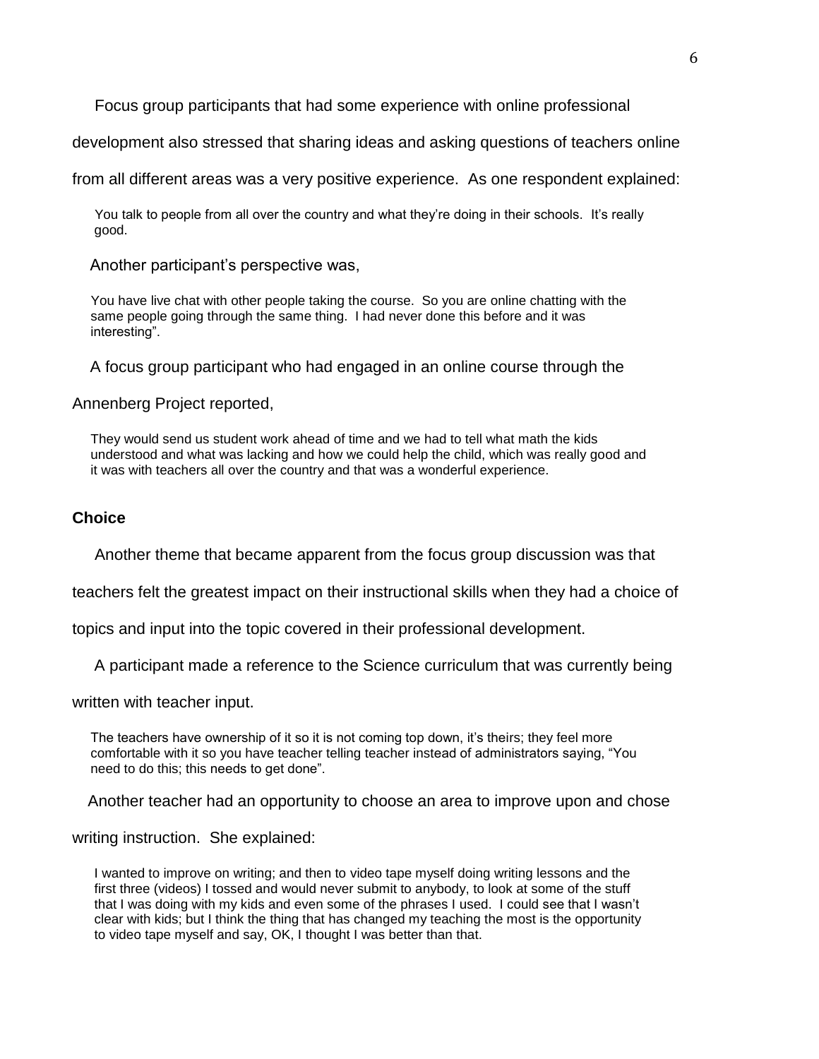Focus group participants that had some experience with online professional development also stressed that sharing ideas and asking questions of teachers online from all different areas was a very positive experience. As one respondent explained:

> You talk to people from all over the country and what they're doing in their schools. It's really good.

Another participant's perspective was,

> You have live chat with other people taking the course. So you are online chatting with the same people going through the same thing. I had never done this before and it was interesting".

A focus group participant who had engaged in an online course through the Annenberg Project reported,

> They would send us student work ahead of time and we had to tell what math the kids understood and what was lacking and how we could help the child, which was really good and it was with teachers all over the country and that was a wonderful experience.

### Choice

Another theme that became apparent from the focus group discussion was that teachers felt the greatest impact on their instructional skills when they had a choice of topics and input into the topic covered in their professional development.

A participant made a reference to the Science curriculum that was currently being written with teacher input.

> The teachers have ownership of it so it is not coming top down, it's theirs; they feel more comfortable with it so you have teacher telling teacher instead of administrators saying, "You need to do this; this needs to get done".

Another teacher had an opportunity to choose an area to improve upon and chose writing instruction. She explained:

> I wanted to improve on writing; and then to video tape myself doing writing lessons and the first three (videos) I tossed and would never submit to anybody, to look at some of the stuff that I was doing with my kids and even some of the phrases I used. I could see that I wasn't clear with kids; but I think the thing that has changed my teaching the most is the opportunity to video tape myself and say, OK, I thought I was better than that.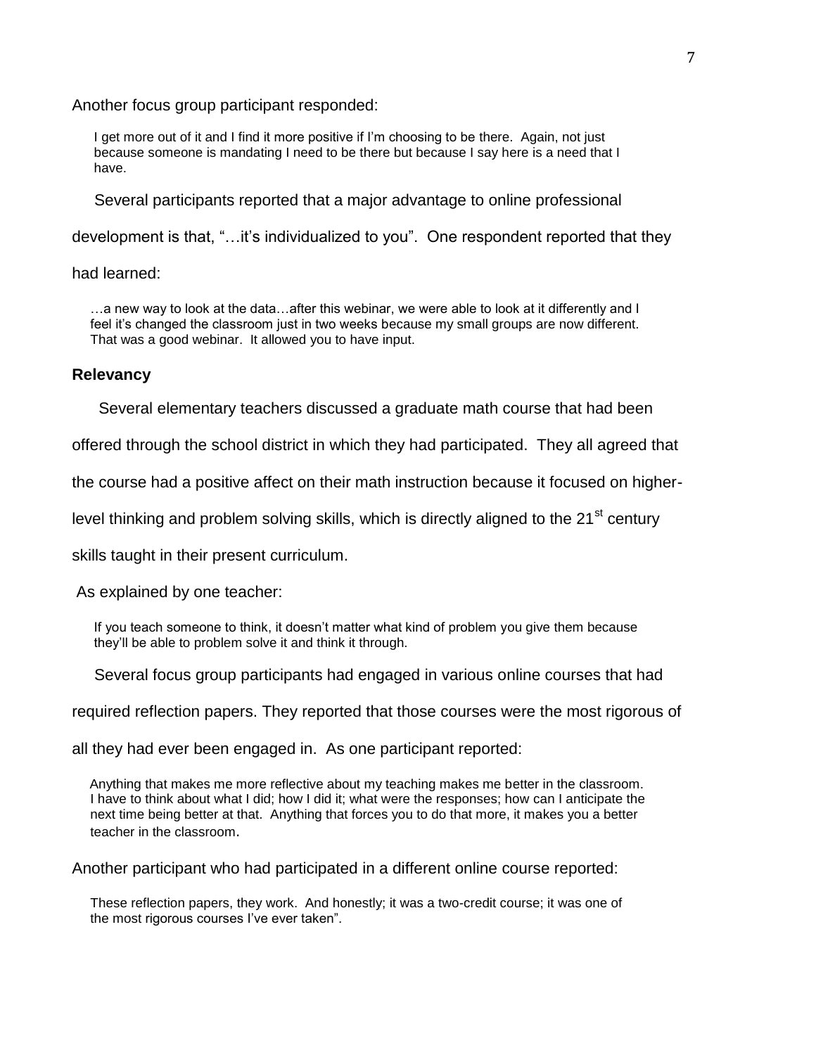Another focus group participant responded:

> I get more out of it and I find it more positive if I'm choosing to be there. Again, not just because someone is mandating I need to be there but because I say here is a need that I have.

Several participants reported that a major advantage to online professional development is that, "…it's individualized to you". One respondent reported that they had learned:

> …a new way to look at the data…after this webinar, we were able to look at it differently and I feel it's changed the classroom just in two weeks because my small groups are now different. That was a good webinar. It allowed you to have input.

### Relevancy

Several elementary teachers discussed a graduate math course that had been offered through the school district in which they had participated. They all agreed that the course had a positive affect on their math instruction because it focused on higher-level thinking and problem solving skills, which is directly aligned to the 21st century skills taught in their present curriculum.

As explained by one teacher:

> If you teach someone to think, it doesn't matter what kind of problem you give them because they'll be able to problem solve it and think it through.

Several focus group participants had engaged in various online courses that had required reflection papers. They reported that those courses were the most rigorous of all they had ever been engaged in. As one participant reported:

> Anything that makes me more reflective about my teaching makes me better in the classroom. I have to think about what I did; how I did it; what were the responses; how can I anticipate the next time being better at that. Anything that forces you to do that more, it makes you a better teacher in the classroom.

Another participant who had participated in a different online course reported:

> These reflection papers, they work. And honestly; it was a two-credit course; it was one of the most rigorous courses I've ever taken".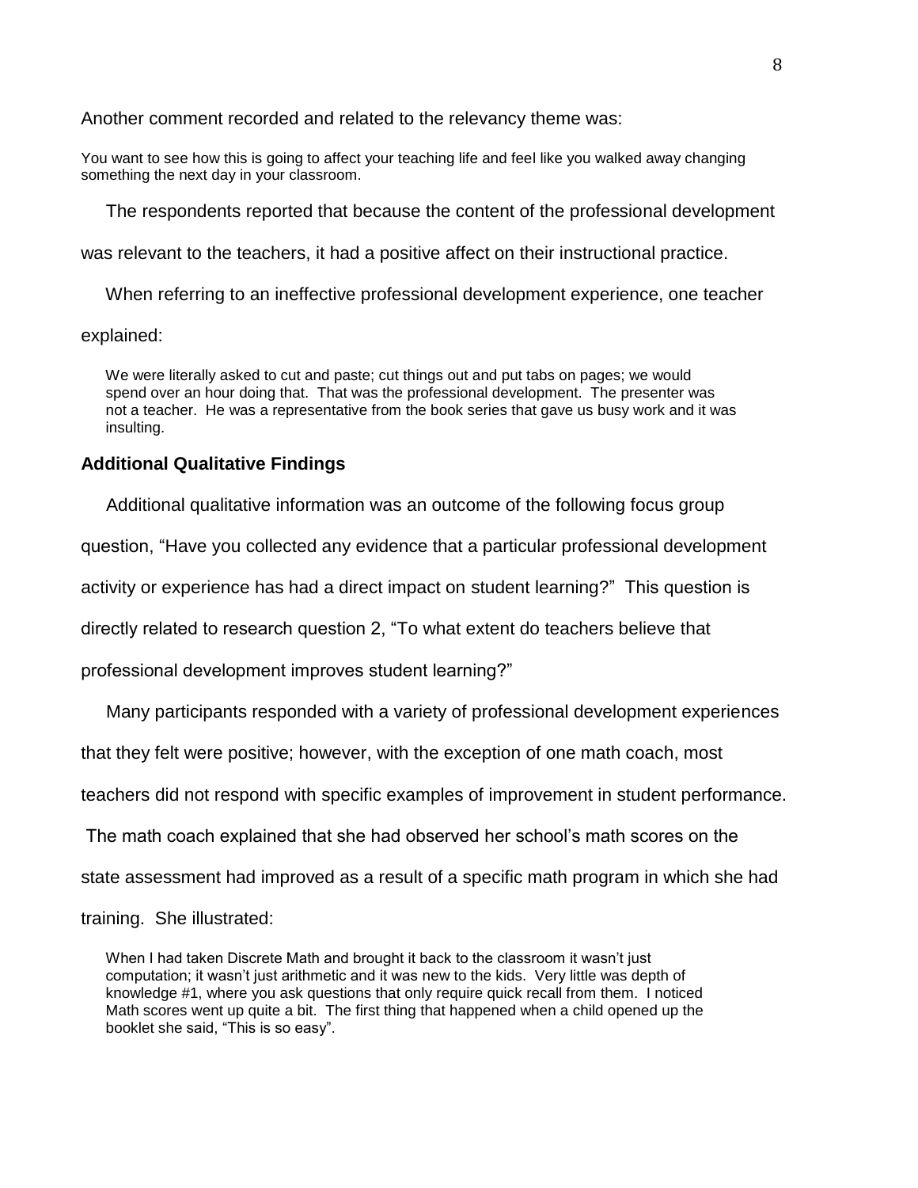Another comment recorded and related to the relevancy theme was:

> You want to see how this is going to affect your teaching life and feel like you walked away changing something the next day in your classroom.

The respondents reported that because the content of the professional development was relevant to the teachers, it had a positive affect on their instructional practice.

When referring to an ineffective professional development experience, one teacher explained:

> We were literally asked to cut and paste; cut things out and put tabs on pages; we would spend over an hour doing that. That was the professional development. The presenter was not a teacher. He was a representative from the book series that gave us busy work and it was insulting.

### Additional Qualitative Findings

Additional qualitative information was an outcome of the following focus group question, "Have you collected any evidence that a particular professional development activity or experience has had a direct impact on student learning?" This question is directly related to research question 2, "To what extent do teachers believe that professional development improves student learning?"

Many participants responded with a variety of professional development experiences that they felt were positive; however, with the exception of one math coach, most teachers did not respond with specific examples of improvement in student performance. The math coach explained that she had observed her school's math scores on the state assessment had improved as a result of a specific math program in which she had training. She illustrated:

> When I had taken Discrete Math and brought it back to the classroom it wasn't just computation; it wasn't just arithmetic and it was new to the kids. Very little was depth of knowledge #1, where you ask questions that only require quick recall from them. I noticed Math scores went up quite a bit. The first thing that happened when a child opened up the booklet she said, "This is so easy".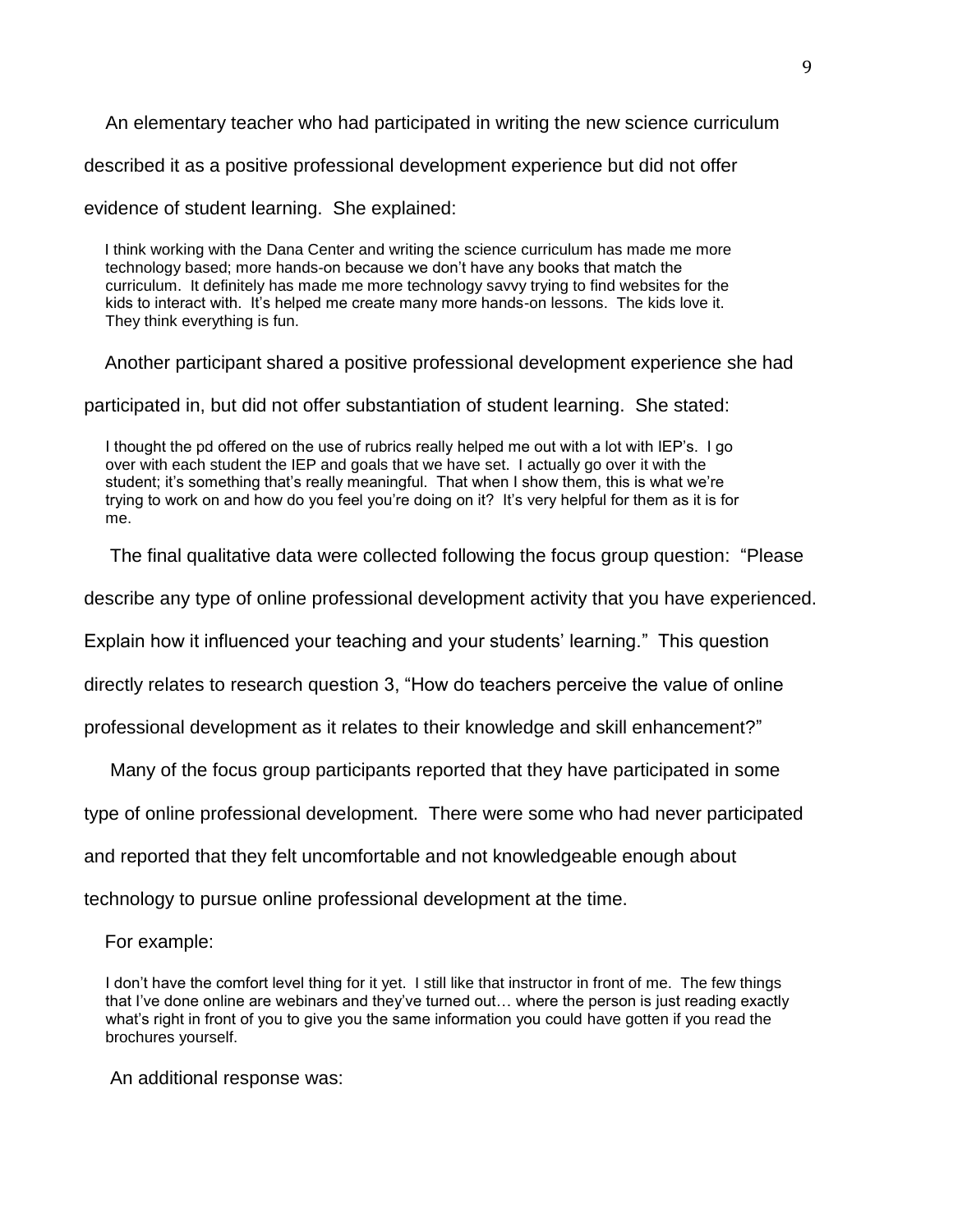An elementary teacher who had participated in writing the new science curriculum described it as a positive professional development experience but did not offer evidence of student learning. She explained:

> I think working with the Dana Center and writing the science curriculum has made me more technology based; more hands-on because we don't have any books that match the curriculum. It definitely has made me more technology savvy trying to find websites for the kids to interact with. It's helped me create many more hands-on lessons. The kids love it. They think everything is fun.

Another participant shared a positive professional development experience she had participated in, but did not offer substantiation of student learning. She stated:

> I thought the pd offered on the use of rubrics really helped me out with a lot with IEP's. I go over with each student the IEP and goals that we have set. I actually go over it with the student; it's something that's really meaningful. That when I show them, this is what we're trying to work on and how do you feel you're doing on it? It's very helpful for them as it is for me.

The final qualitative data were collected following the focus group question: "Please describe any type of online professional development activity that you have experienced. Explain how it influenced your teaching and your students' learning." This question directly relates to research question 3, "How do teachers perceive the value of online professional development as it relates to their knowledge and skill enhancement?"

Many of the focus group participants reported that they have participated in some type of online professional development. There were some who had never participated and reported that they felt uncomfortable and not knowledgeable enough about technology to pursue online professional development at the time.

For example:

> I don't have the comfort level thing for it yet. I still like that instructor in front of me. The few things that I've done online are webinars and they've turned out… where the person is just reading exactly what's right in front of you to give you the same information you could have gotten if you read the brochures yourself.

An additional response was: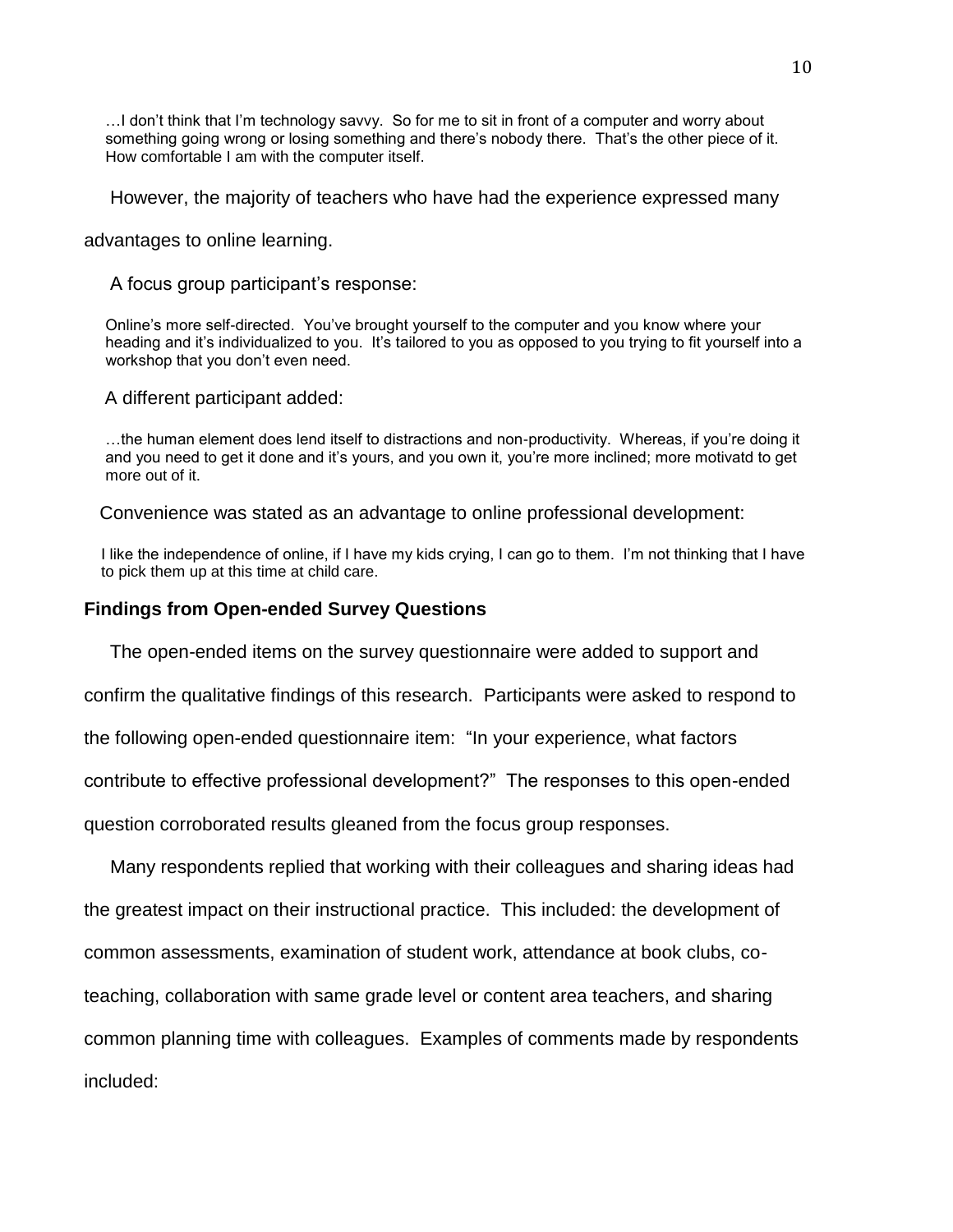> …I don't think that I'm technology savvy. So for me to sit in front of a computer and worry about something going wrong or losing something and there's nobody there. That's the other piece of it. How comfortable I am with the computer itself.

However, the majority of teachers who have had the experience expressed many advantages to online learning.

A focus group participant's response:

> Online's more self-directed. You've brought yourself to the computer and you know where your heading and it's individualized to you. It's tailored to you as opposed to you trying to fit yourself into a workshop that you don't even need.

A different participant added:

> …the human element does lend itself to distractions and non-productivity. Whereas, if you're doing it and you need to get it done and it's yours, and you own it, you're more inclined; more motivatd to get more out of it.

Convenience was stated as an advantage to online professional development:

> I like the independence of online, if I have my kids crying, I can go to them. I'm not thinking that I have to pick them up at this time at child care.

### Findings from Open-ended Survey Questions

The open-ended items on the survey questionnaire were added to support and confirm the qualitative findings of this research. Participants were asked to respond to the following open-ended questionnaire item: "In your experience, what factors contribute to effective professional development?" The responses to this open-ended question corroborated results gleaned from the focus group responses.

Many respondents replied that working with their colleagues and sharing ideas had the greatest impact on their instructional practice. This included: the development of common assessments, examination of student work, attendance at book clubs, co-teaching, collaboration with same grade level or content area teachers, and sharing common planning time with colleagues. Examples of comments made by respondents included: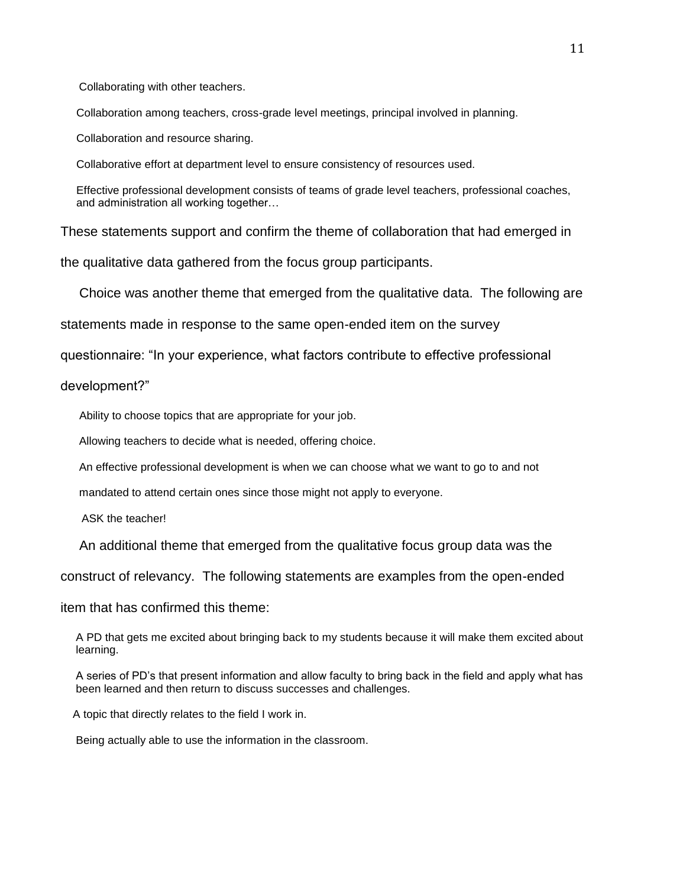Collaborating with other teachers.

Collaboration among teachers, cross-grade level meetings, principal involved in planning.

Collaboration and resource sharing.

Collaborative effort at department level to ensure consistency of resources used.

Effective professional development consists of teams of grade level teachers, professional coaches, and administration all working together…

These statements support and confirm the theme of collaboration that had emerged in the qualitative data gathered from the focus group participants.

Choice was another theme that emerged from the qualitative data. The following are statements made in response to the same open-ended item on the survey questionnaire: "In your experience, what factors contribute to effective professional development?"

Ability to choose topics that are appropriate for your job.

Allowing teachers to decide what is needed, offering choice.

An effective professional development is when we can choose what we want to go to and not mandated to attend certain ones since those might not apply to everyone.

ASK the teacher!

An additional theme that emerged from the qualitative focus group data was the construct of relevancy. The following statements are examples from the open-ended item that has confirmed this theme:

A PD that gets me excited about bringing back to my students because it will make them excited about learning.

A series of PD's that present information and allow faculty to bring back in the field and apply what has been learned and then return to discuss successes and challenges.

A topic that directly relates to the field I work in.

Being actually able to use the information in the classroom.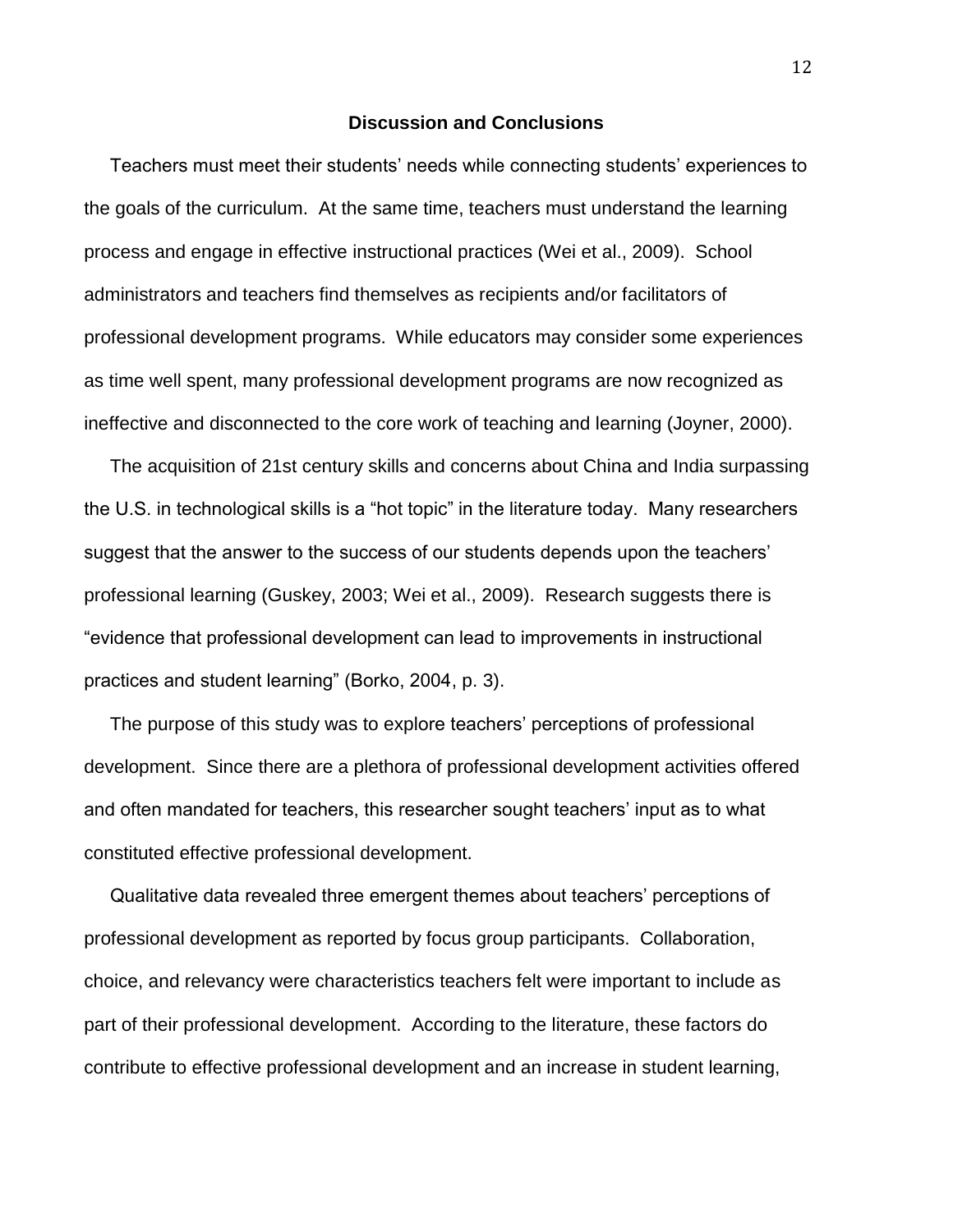## Discussion and Conclusions

Teachers must meet their students' needs while connecting students' experiences to the goals of the curriculum. At the same time, teachers must understand the learning process and engage in effective instructional practices (Wei et al., 2009). School administrators and teachers find themselves as recipients and/or facilitators of professional development programs. While educators may consider some experiences as time well spent, many professional development programs are now recognized as ineffective and disconnected to the core work of teaching and learning (Joyner, 2000).

The acquisition of 21st century skills and concerns about China and India surpassing the U.S. in technological skills is a "hot topic" in the literature today. Many researchers suggest that the answer to the success of our students depends upon the teachers' professional learning (Guskey, 2003; Wei et al., 2009). Research suggests there is "evidence that professional development can lead to improvements in instructional practices and student learning" (Borko, 2004, p. 3).

The purpose of this study was to explore teachers' perceptions of professional development. Since there are a plethora of professional development activities offered and often mandated for teachers, this researcher sought teachers' input as to what constituted effective professional development.

Qualitative data revealed three emergent themes about teachers' perceptions of professional development as reported by focus group participants. Collaboration, choice, and relevancy were characteristics teachers felt were important to include as part of their professional development. According to the literature, these factors do contribute to effective professional development and an increase in student learning,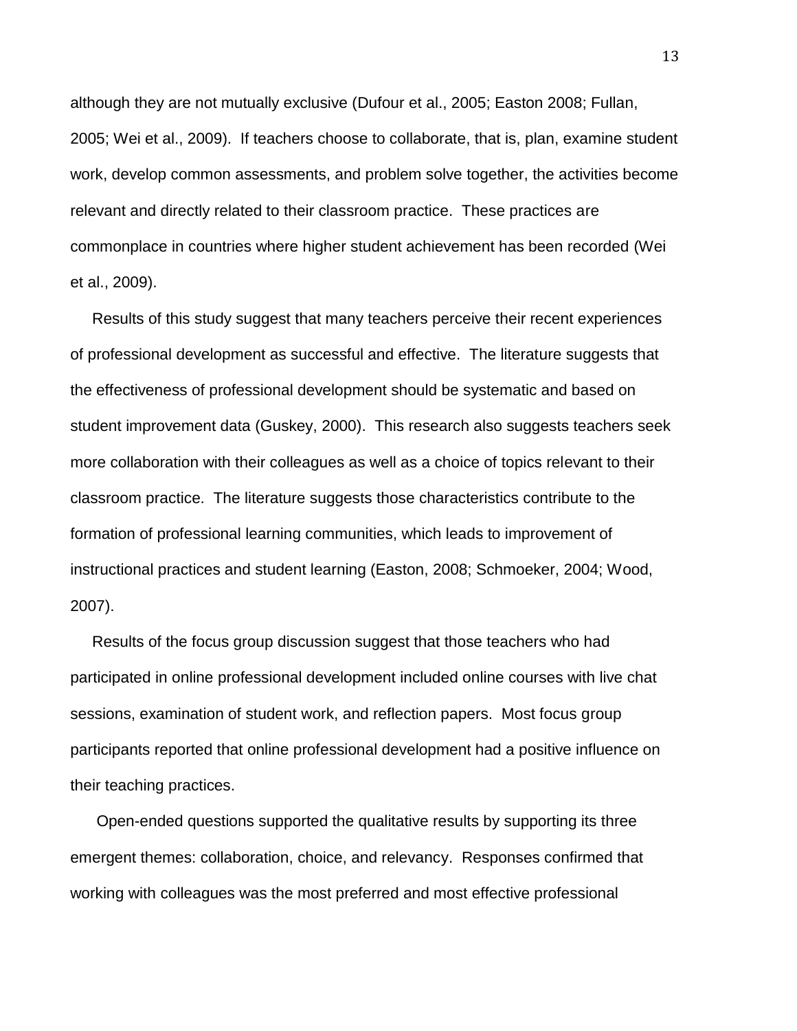although they are not mutually exclusive (Dufour et al., 2005; Easton 2008; Fullan, 2005; Wei et al., 2009). If teachers choose to collaborate, that is, plan, examine student work, develop common assessments, and problem solve together, the activities become relevant and directly related to their classroom practice. These practices are commonplace in countries where higher student achievement has been recorded (Wei et al., 2009).

Results of this study suggest that many teachers perceive their recent experiences of professional development as successful and effective. The literature suggests that the effectiveness of professional development should be systematic and based on student improvement data (Guskey, 2000). This research also suggests teachers seek more collaboration with their colleagues as well as a choice of topics relevant to their classroom practice. The literature suggests those characteristics contribute to the formation of professional learning communities, which leads to improvement of instructional practices and student learning (Easton, 2008; Schmoeker, 2004; Wood, 2007).

Results of the focus group discussion suggest that those teachers who had participated in online professional development included online courses with live chat sessions, examination of student work, and reflection papers. Most focus group participants reported that online professional development had a positive influence on their teaching practices.

Open-ended questions supported the qualitative results by supporting its three emergent themes: collaboration, choice, and relevancy. Responses confirmed that working with colleagues was the most preferred and most effective professional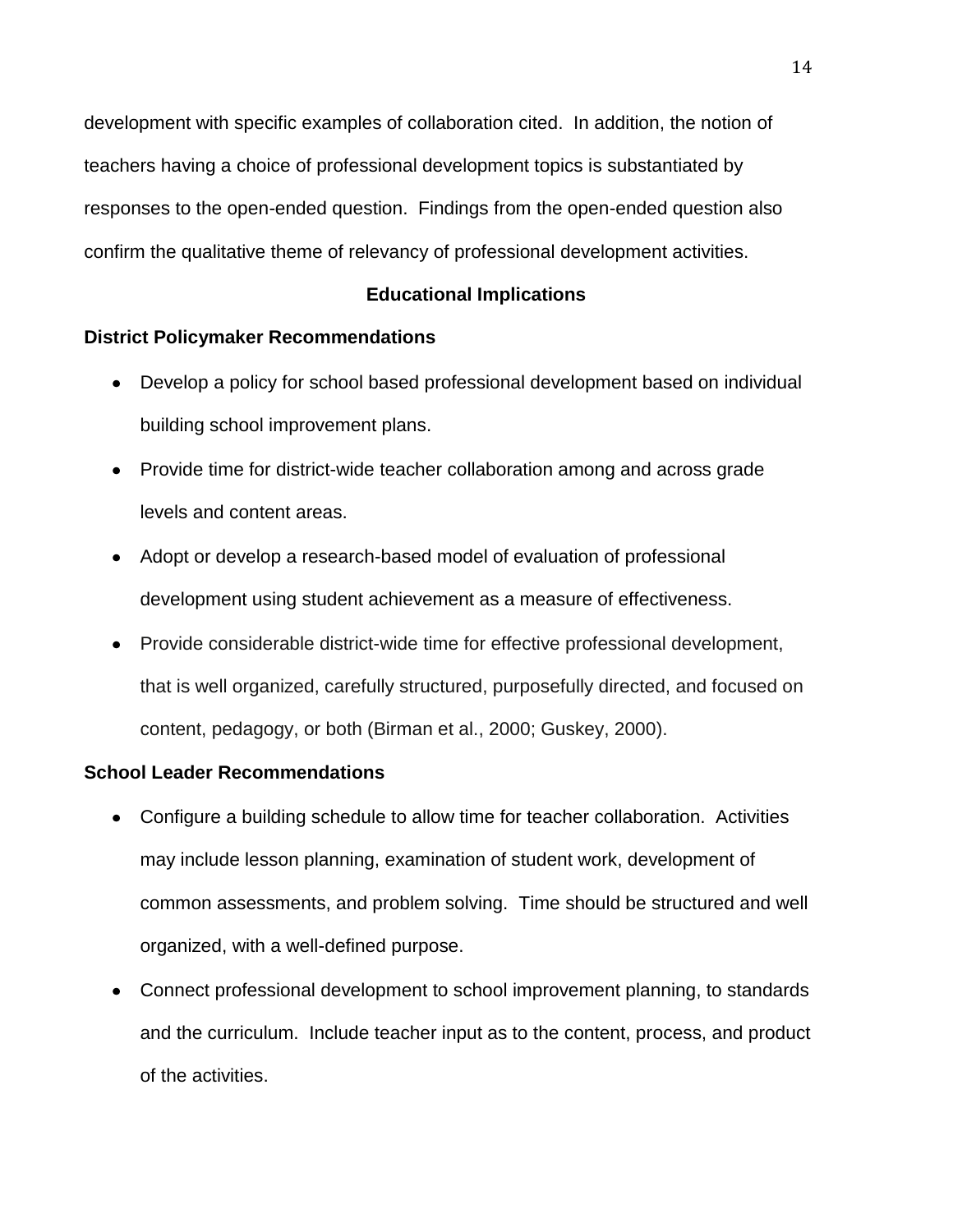development with specific examples of collaboration cited. In addition, the notion of teachers having a choice of professional development topics is substantiated by responses to the open-ended question. Findings from the open-ended question also confirm the qualitative theme of relevancy of professional development activities.

## Educational Implications

### District Policymaker Recommendations

- Develop a policy for school based professional development based on individual building school improvement plans.
- Provide time for district-wide teacher collaboration among and across grade levels and content areas.
- Adopt or develop a research-based model of evaluation of professional development using student achievement as a measure of effectiveness.
- Provide considerable district-wide time for effective professional development, that is well organized, carefully structured, purposefully directed, and focused on content, pedagogy, or both (Birman et al., 2000; Guskey, 2000).

### School Leader Recommendations

- Configure a building schedule to allow time for teacher collaboration. Activities may include lesson planning, examination of student work, development of common assessments, and problem solving. Time should be structured and well organized, with a well-defined purpose.
- Connect professional development to school improvement planning, to standards and the curriculum. Include teacher input as to the content, process, and product of the activities.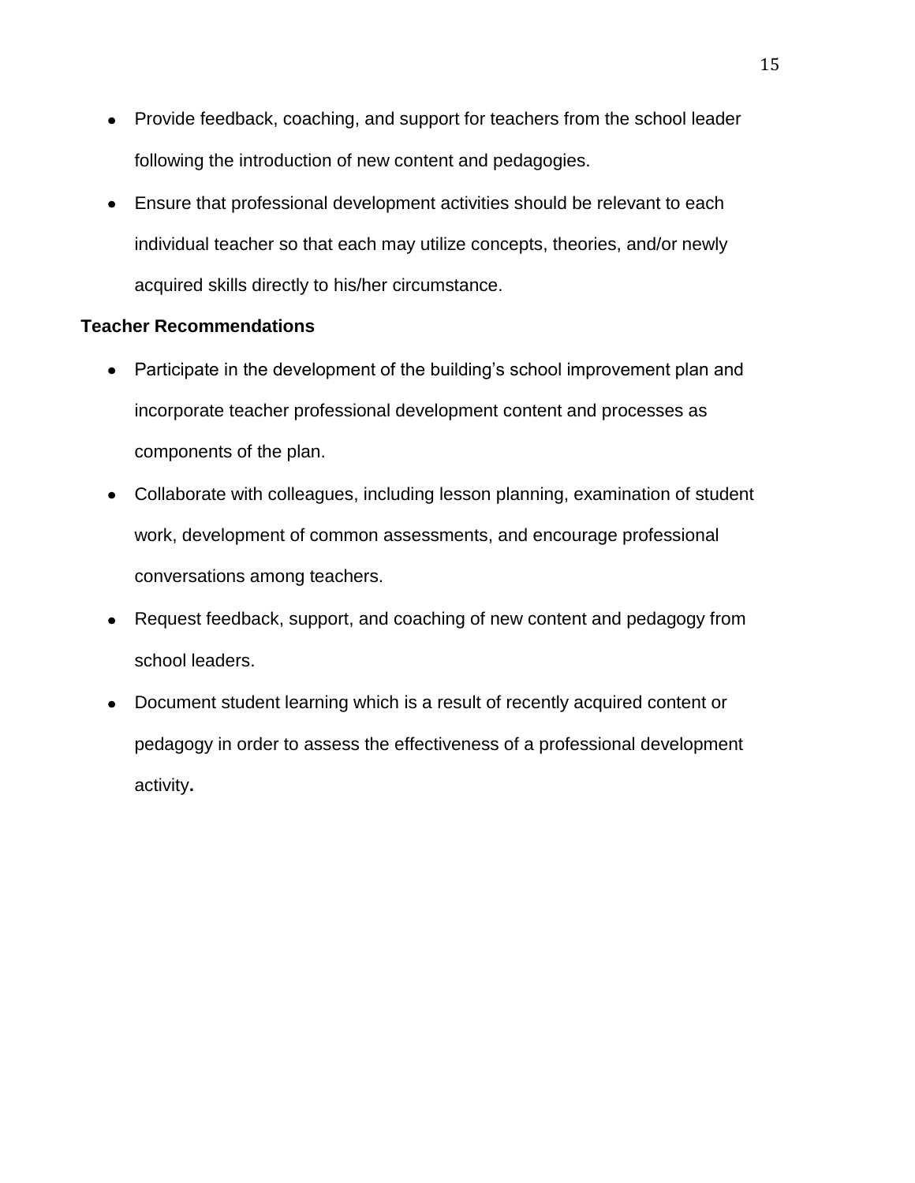- Provide feedback, coaching, and support for teachers from the school leader following the introduction of new content and pedagogies.
- Ensure that professional development activities should be relevant to each individual teacher so that each may utilize concepts, theories, and/or newly acquired skills directly to his/her circumstance.

**Teacher Recommendations**

- Participate in the development of the building's school improvement plan and incorporate teacher professional development content and processes as components of the plan.
- Collaborate with colleagues, including lesson planning, examination of student work, development of common assessments, and encourage professional conversations among teachers.
- Request feedback, support, and coaching of new content and pedagogy from school leaders.
- Document student learning which is a result of recently acquired content or pedagogy in order to assess the effectiveness of a professional development activity.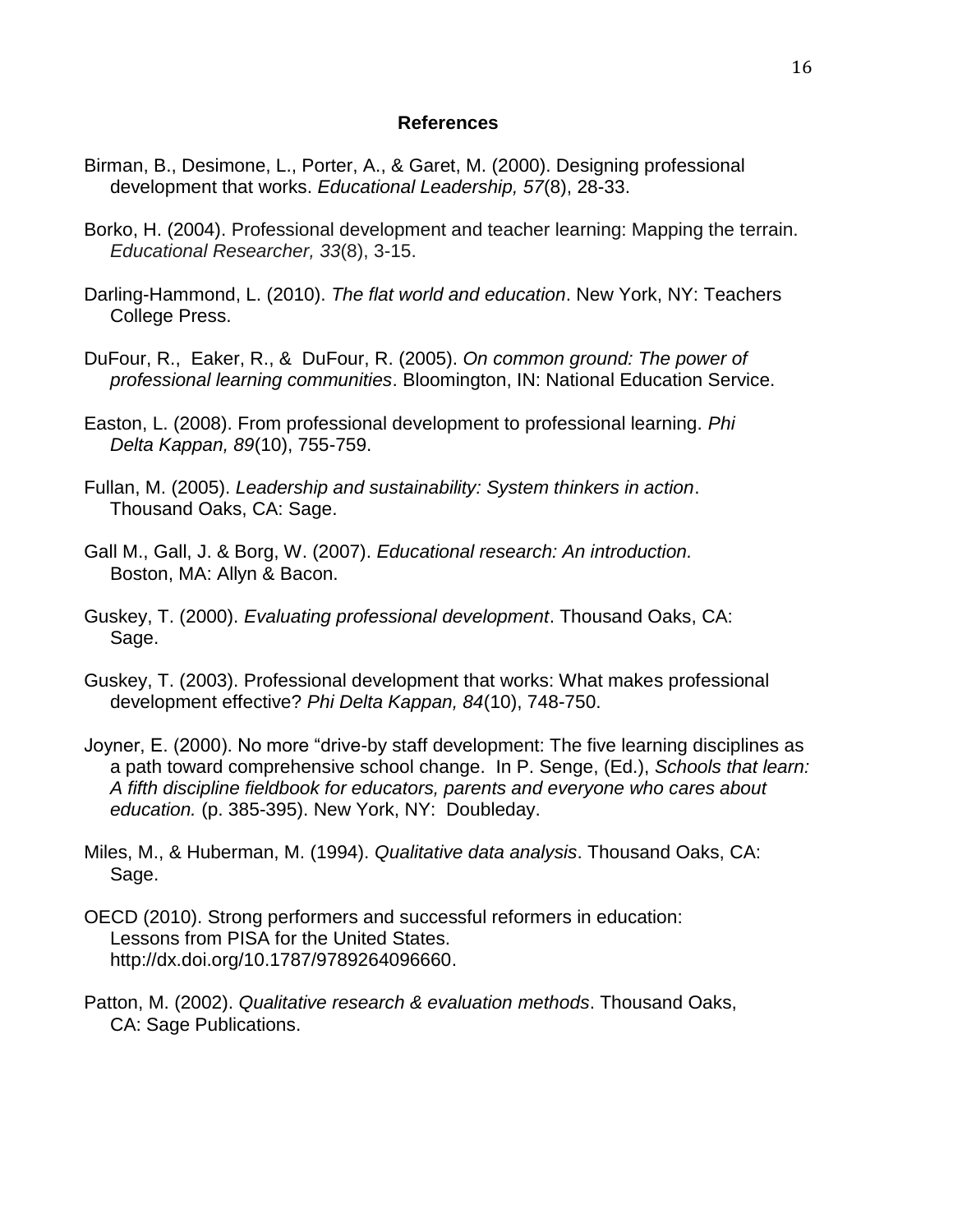## References

Birman, B., Desimone, L., Porter, A., & Garet, M. (2000). Designing professional development that works. *Educational Leadership, 57*(8), 28-33.

Borko, H. (2004). Professional development and teacher learning: Mapping the terrain. *Educational Researcher, 33*(8), 3-15.

Darling-Hammond, L. (2010). *The flat world and education*. New York, NY: Teachers College Press.

DuFour, R., Eaker, R., & DuFour, R. (2005). *On common ground: The power of professional learning communities*. Bloomington, IN: National Education Service.

Easton, L. (2008). From professional development to professional learning. *Phi Delta Kappan, 89*(10), 755-759.

Fullan, M. (2005). *Leadership and sustainability: System thinkers in action*. Thousand Oaks, CA: Sage.

Gall M., Gall, J. & Borg, W. (2007). *Educational research: An introduction.* Boston, MA: Allyn & Bacon.

Guskey, T. (2000). *Evaluating professional development*. Thousand Oaks, CA: Sage.

Guskey, T. (2003). Professional development that works: What makes professional development effective? *Phi Delta Kappan, 84*(10), 748-750.

Joyner, E. (2000). No more "drive-by staff development: The five learning disciplines as a path toward comprehensive school change. In P. Senge, (Ed.), *Schools that learn: A fifth discipline fieldbook for educators, parents and everyone who cares about education.* (p. 385-395). New York, NY: Doubleday.

Miles, M., & Huberman, M. (1994). *Qualitative data analysis*. Thousand Oaks, CA: Sage.

OECD (2010). Strong performers and successful reformers in education: Lessons from PISA for the United States. http://dx.doi.org/10.1787/9789264096660.

Patton, M. (2002). *Qualitative research & evaluation methods*. Thousand Oaks, CA: Sage Publications.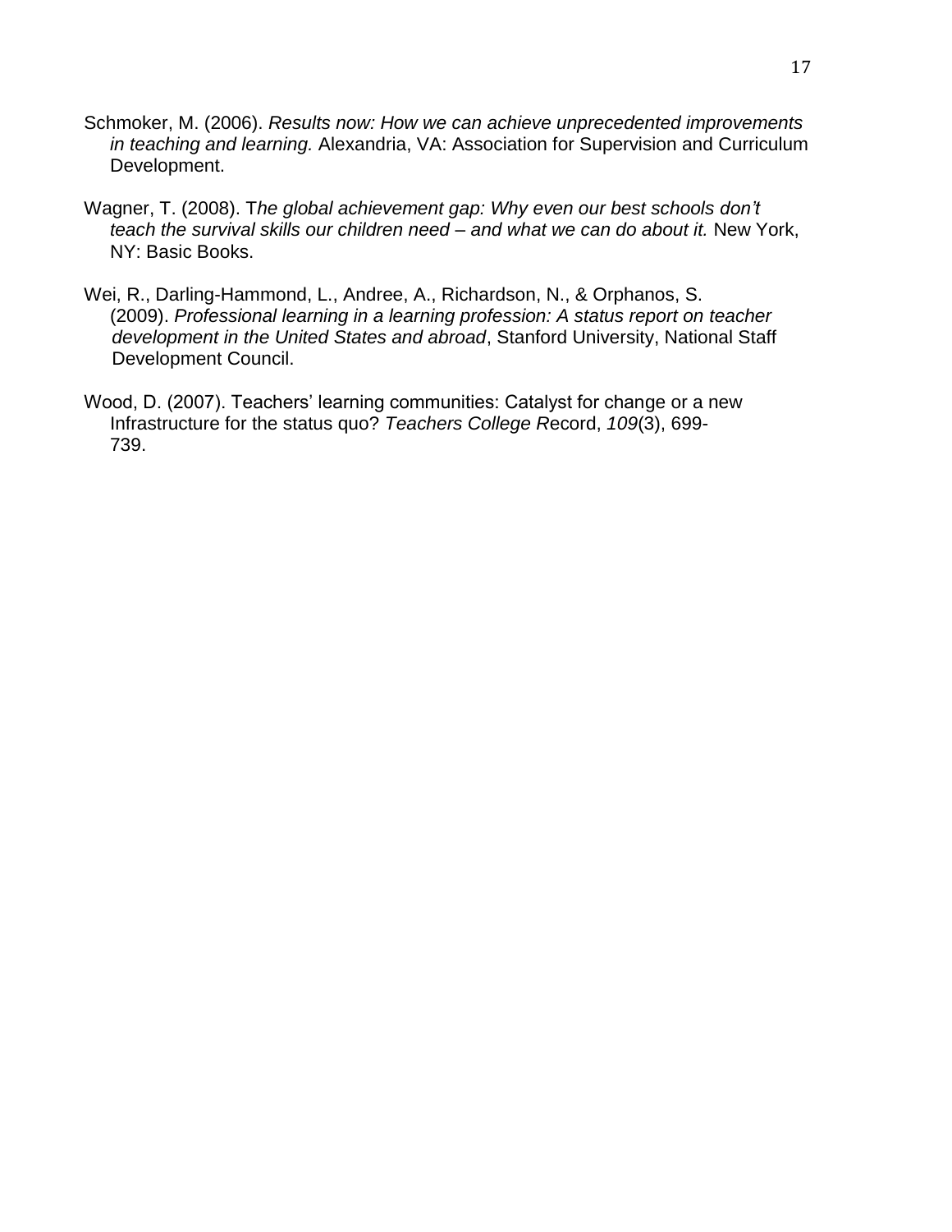Schmoker, M. (2006). *Results now: How we can achieve unprecedented improvements in teaching and learning.* Alexandria, VA: Association for Supervision and Curriculum Development.

Wagner, T. (2008). T*he global achievement gap: Why even our best schools don't teach the survival skills our children need – and what we can do about it.* New York, NY: Basic Books.

Wei, R., Darling-Hammond, L., Andree, A., Richardson, N., & Orphanos, S. (2009). *Professional learning in a learning profession: A status report on teacher development in the United States and abroad*, Stanford University, National Staff Development Council.

Wood, D. (2007). Teachers' learning communities: Catalyst for change or a new Infrastructure for the status quo? *Teachers College R*ecord, *109*(3), 699-739.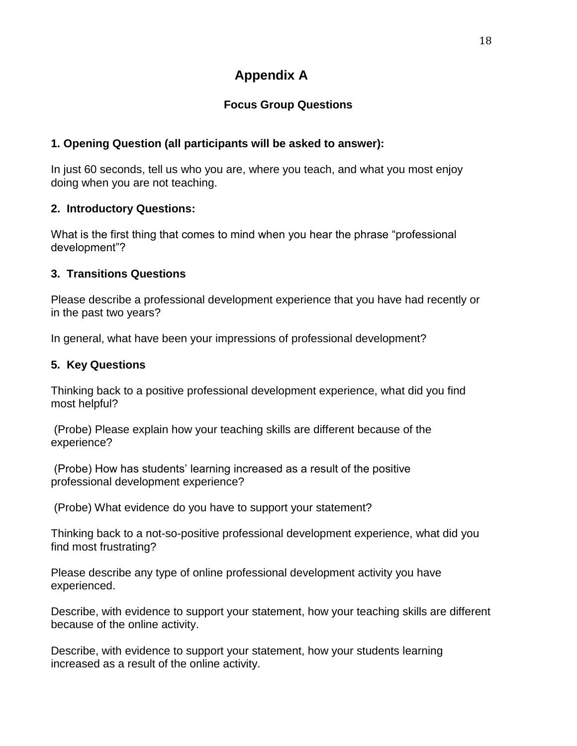# Appendix A

## Focus Group Questions

### 1. Opening Question (all participants will be asked to answer):

In just 60 seconds, tell us who you are, where you teach, and what you most enjoy doing when you are not teaching.

### 2. Introductory Questions:

What is the first thing that comes to mind when you hear the phrase "professional development"?

### 3. Transitions Questions

Please describe a professional development experience that you have had recently or in the past two years?

In general, what have been your impressions of professional development?

### 5. Key Questions

Thinking back to a positive professional development experience, what did you find most helpful?

(Probe) Please explain how your teaching skills are different because of the experience?

(Probe) How has students' learning increased as a result of the positive professional development experience?

(Probe) What evidence do you have to support your statement?

Thinking back to a not-so-positive professional development experience, what did you find most frustrating?

Please describe any type of online professional development activity you have experienced.

Describe, with evidence to support your statement, how your teaching skills are different because of the online activity.

Describe, with evidence to support your statement, how your students learning increased as a result of the online activity.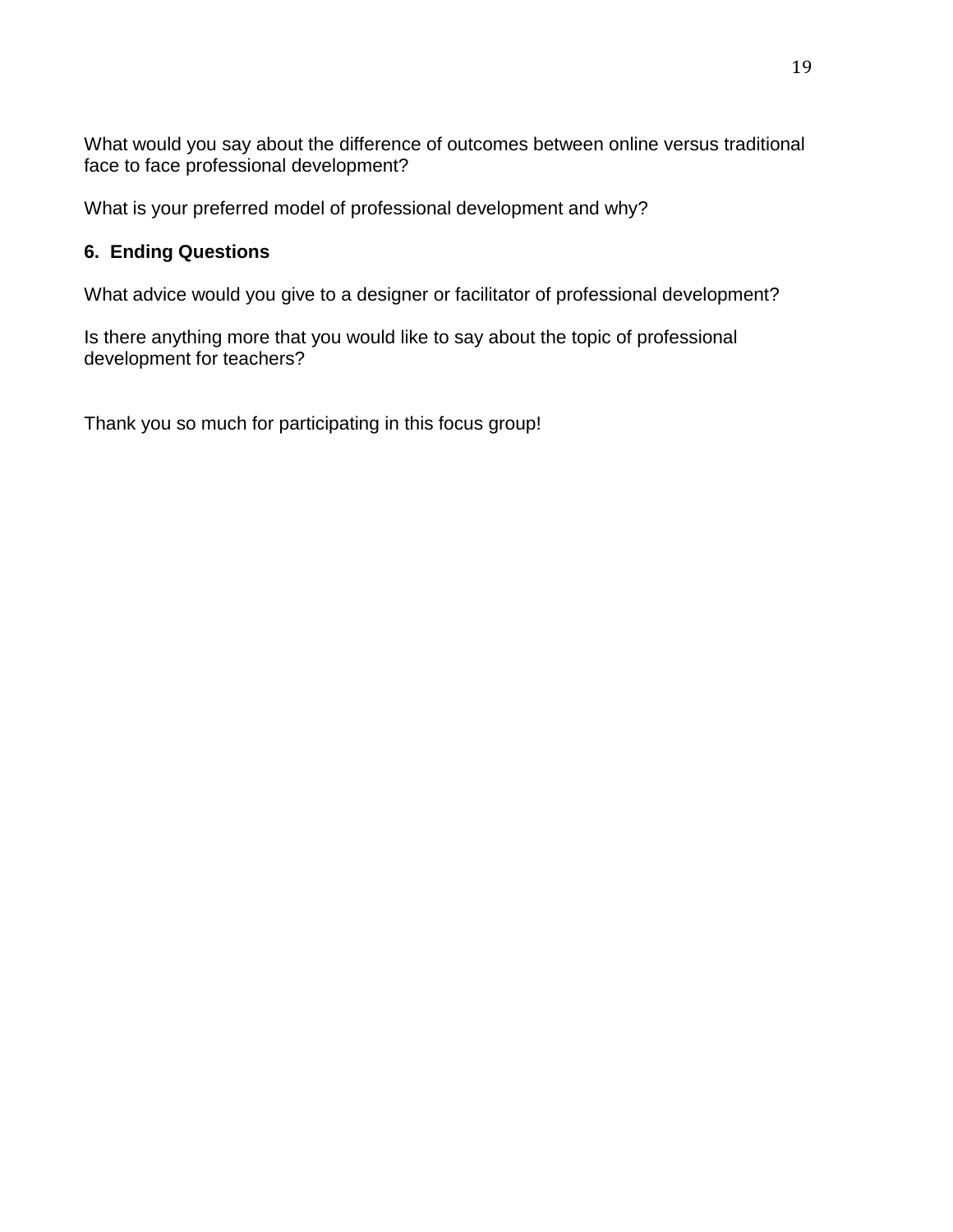What would you say about the difference of outcomes between online versus traditional face to face professional development?

What is your preferred model of professional development and why?

**6. Ending Questions**

What advice would you give to a designer or facilitator of professional development?

Is there anything more that you would like to say about the topic of professional development for teachers?

Thank you so much for participating in this focus group!